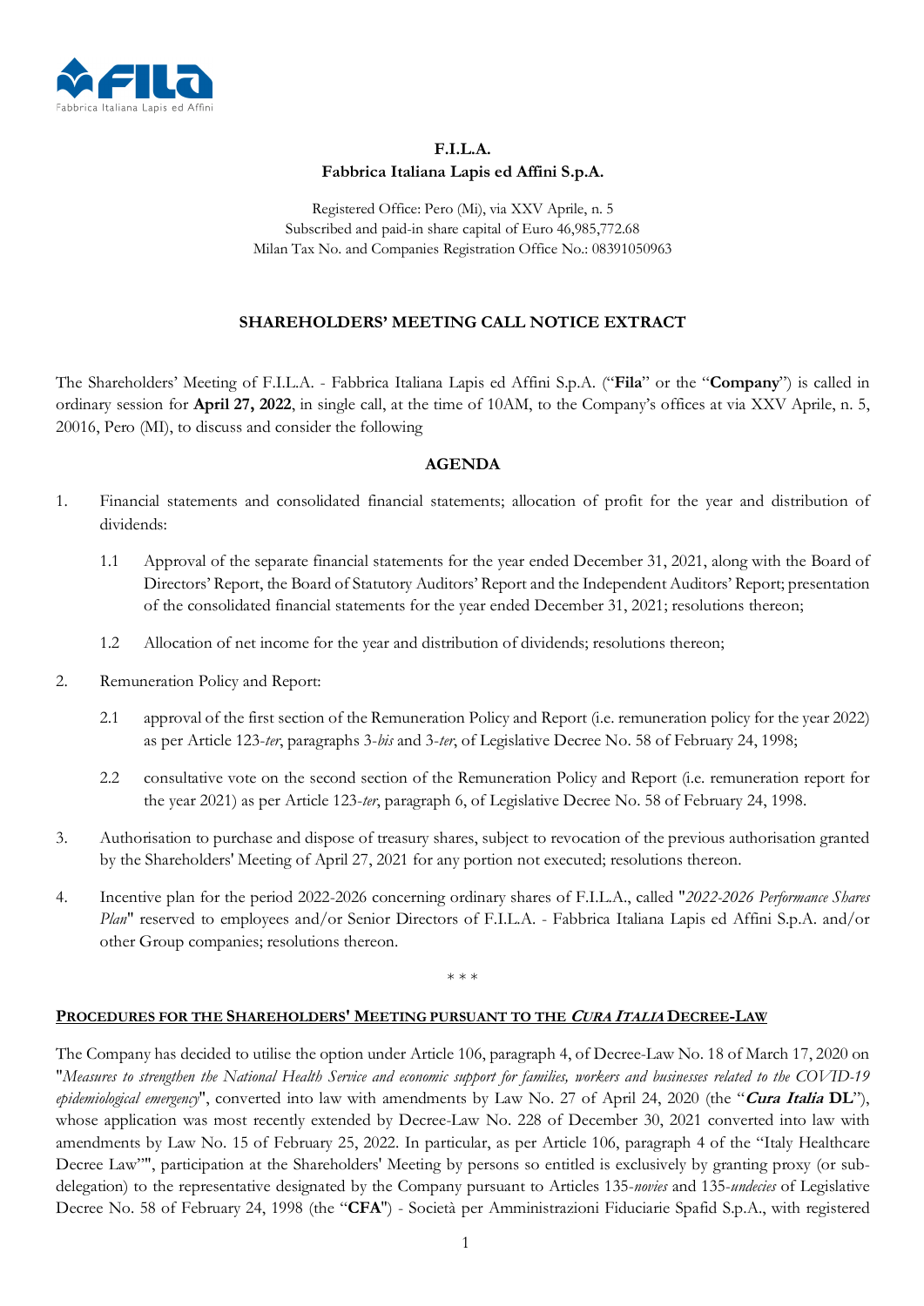**F.I.L.A.**
**Fabbrica Italiana Lapis ed Affini S.p.A.**

Registered Office: Pero (Mi), via XXV Aprile, n. 5
Subscribed and paid-in share capital of Euro 46,985,772.68
Milan Tax No. and Companies Registration Office No.: 08391050963

## SHAREHOLDERS' MEETING CALL NOTICE EXTRACT

The Shareholders' Meeting of F.I.L.A. - Fabbrica Italiana Lapis ed Affini S.p.A. ("**Fila**" or the "**Company**") is called in ordinary session for **April 27, 2022**, in single call, at the time of 10AM, to the Company's offices at via XXV Aprile, n. 5, 20016, Pero (MI), to discuss and consider the following

## AGENDA

1. Financial statements and consolidated financial statements; allocation of profit for the year and distribution of dividends:

   1.1 Approval of the separate financial statements for the year ended December 31, 2021, along with the Board of Directors' Report, the Board of Statutory Auditors' Report and the Independent Auditors' Report; presentation of the consolidated financial statements for the year ended December 31, 2021; resolutions thereon;

   1.2 Allocation of net income for the year and distribution of dividends; resolutions thereon;

2. Remuneration Policy and Report:

   2.1 approval of the first section of the Remuneration Policy and Report (i.e. remuneration policy for the year 2022) as per Article 123-*ter*, paragraphs 3-*bis* and 3-*ter*, of Legislative Decree No. 58 of February 24, 1998;

   2.2 consultative vote on the second section of the Remuneration Policy and Report (i.e. remuneration report for the year 2021) as per Article 123-*ter*, paragraph 6, of Legislative Decree No. 58 of February 24, 1998.

3. Authorisation to purchase and dispose of treasury shares, subject to revocation of the previous authorisation granted by the Shareholders' Meeting of April 27, 2021 for any portion not executed; resolutions thereon.

4. Incentive plan for the period 2022-2026 concerning ordinary shares of F.I.L.A., called "*2022-2026 Performance Shares Plan*" reserved to employees and/or Senior Directors of F.I.L.A. - Fabbrica Italiana Lapis ed Affini S.p.A. and/or other Group companies; resolutions thereon.

\* \* \*

**PROCEDURES FOR THE SHAREHOLDERS' MEETING PURSUANT TO THE *CURA ITALIA* DECREE-LAW**

The Company has decided to utilise the option under Article 106, paragraph 4, of Decree-Law No. 18 of March 17, 2020 on "*Measures to strengthen the National Health Service and economic support for families, workers and businesses related to the COVID-19 epidemiological emergency*", converted into law with amendments by Law No. 27 of April 24, 2020 (the "***Cura Italia* DL**"), whose application was most recently extended by Decree-Law No. 228 of December 30, 2021 converted into law with amendments by Law No. 15 of February 25, 2022. In particular, as per Article 106, paragraph 4 of the "Italy Healthcare Decree Law"", participation at the Shareholders' Meeting by persons so entitled is exclusively by granting proxy (or sub-delegation) to the representative designated by the Company pursuant to Articles 135-*novies* and 135-*undecies* of Legislative Decree No. 58 of February 24, 1998 (the "**CFA**") - Società per Amministrazioni Fiduciarie Spafid S.p.A., with registered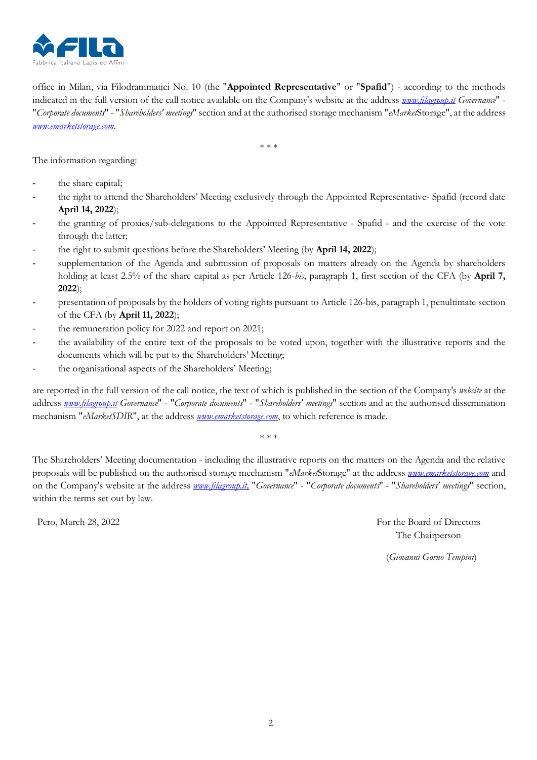office in Milan, via Filodrammatici No. 10 (the "**Appointed Representative**" or "**Spafid**") - according to the methods indicated in the full version of the call notice available on the Company's website at the address [*www.filagroup.it*](http://www.filagroup.it) *Governance*" - "*Corporate documents*" - "*Shareholders' meetings*" section and at the authorised storage mechanism "*eMarket*Storage", at the address [*www.emarketstorage.com*](http://www.emarketstorage.com).

\* \* \*

The information regarding:

- the share capital;
- the right to attend the Shareholders' Meeting exclusively through the Appointed Representative- Spafid (record date **April 14, 2022**);
- the granting of proxies/sub-delegations to the Appointed Representative - Spafid - and the exercise of the vote through the latter;
- the right to submit questions before the Shareholders' Meeting (by **April 14, 2022**);
- supplementation of the Agenda and submission of proposals on matters already on the Agenda by shareholders holding at least 2.5% of the share capital as per Article 126-*bis*, paragraph 1, first section of the CFA (by **April 7, 2022**);
- presentation of proposals by the holders of voting rights pursuant to Article 126-bis, paragraph 1, penultimate section of the CFA (by **April 11, 2022**);
- the remuneration policy for 2022 and report on 2021;
- the availability of the entire text of the proposals to be voted upon, together with the illustrative reports and the documents which will be put to the Shareholders' Meeting;
- the organisational aspects of the Shareholders' Meeting;

are reported in the full version of the call notice, the text of which is published in the section of the Company's *website* at the address [*www.filagroup.it*](http://www.filagroup.it) *Governance*" - "*Corporate documents*" - "*Shareholders' meetings*" section and at the authorised dissemination mechanism "*eMarketSDIR*", at the address [*www.emarketstorage.com*](http://www.emarketstorage.com), to which reference is made.

\* \* \*

The Shareholders' Meeting documentation - including the illustrative reports on the matters on the Agenda and the relative proposals will be published on the authorised storage mechanism "*eMarket*Storage" at the address [*www.emarketstorage.com*](http://www.emarketstorage.com) and on the Company's website at the address [*www.filagroup.it,*](http://www.filagroup.it) "*Governance*" - "*Corporate documents*" - "*Shareholders' meetings*" section, within the terms set out by law.

Pero, March 28, 2022

For the Board of Directors
The Chairperson

(*Giovanni Gorno Tempini*)